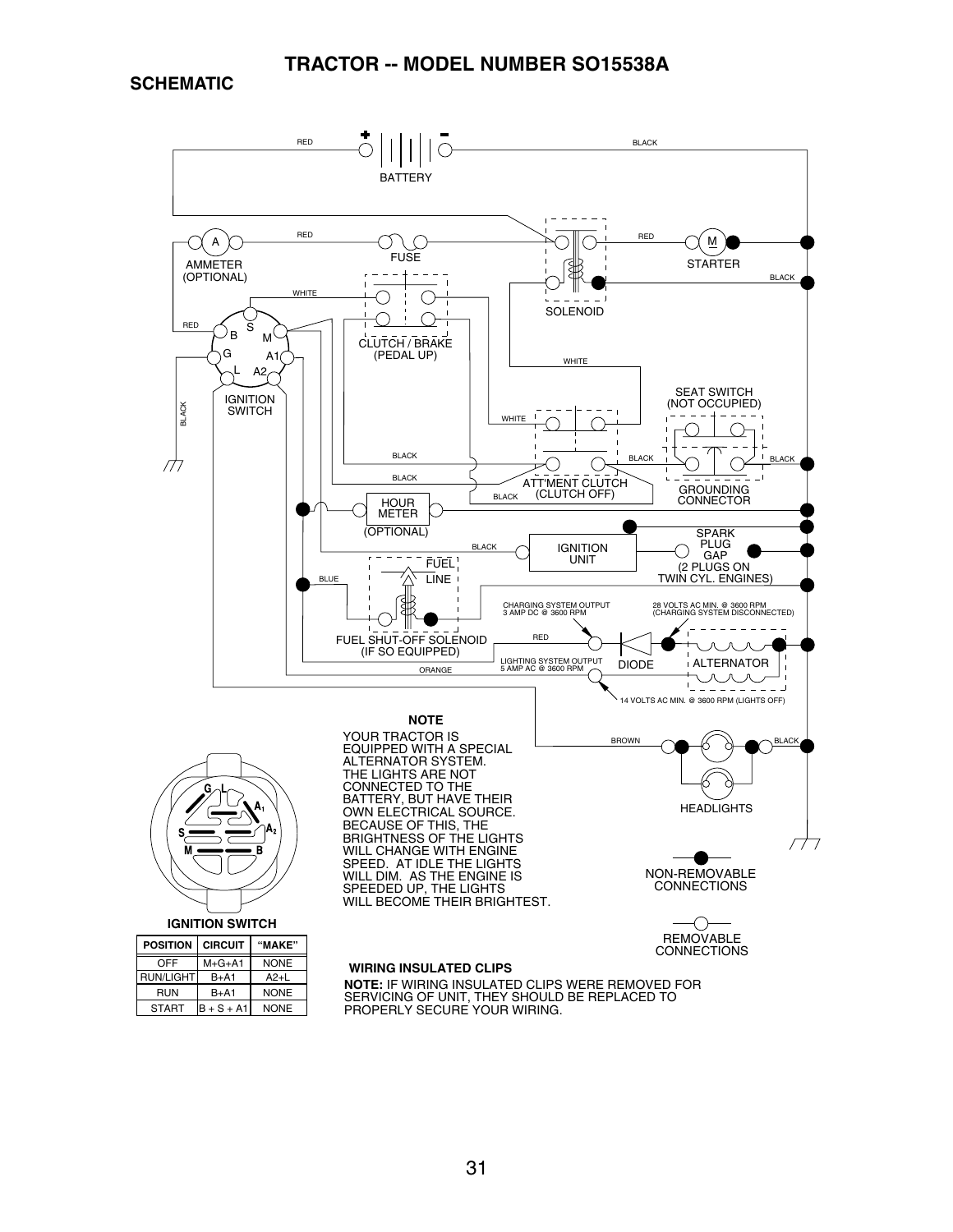# TRACTOR -- MODEL NUMBER SO15538A

## SCHEMATIC

RED BLACK

BATTERY

A

AMMETER (OPTIONAL)

RED

FUSE

RED

M

STARTER

BLACK

WHITE

SOLENOID

RED

B S M G A1 L A2

IGNITION SWITCH

CLUTCH / BRAKE (PEDAL UP)

WHITE

SEAT SWITCH (NOT OCCUPIED)

BLACK

WHITE

BLACK

BLACK BLACK

BLACK

ATT'MENT CLUTCH (CLUTCH OFF)

BLACK

GROUNDING CONNECTOR

HOUR METER (OPTIONAL)

SPARK PLUG GAP (2 PLUGS ON TWIN CYL. ENGINES)

BLACK

IGNITION UNIT

BLUE

FUEL LINE

FUEL SHUT-OFF SOLENOID (IF SO EQUIPPED)

CHARGING SYSTEM OUTPUT 3 AMP DC @ 3600 RPM

28 VOLTS AC MIN. @ 3600 RPM (CHARGING SYSTEM DISCONNECTED)

RED

LIGHTING SYSTEM OUTPUT 5 AMP AC @ 3600 RPM

ORANGE

DIODE

ALTERNATOR

14 VOLTS AC MIN. @ 3600 RPM (LIGHTS OFF)

**NOTE**

YOUR TRACTOR IS EQUIPPED WITH A SPECIAL ALTERNATOR SYSTEM. THE LIGHTS ARE NOT CONNECTED TO THE BATTERY, BUT HAVE THEIR OWN ELECTRICAL SOURCE. BECAUSE OF THIS, THE BRIGHTNESS OF THE LIGHTS WILL CHANGE WITH ENGINE SPEED. AT IDLE THE LIGHTS WILL DIM. AS THE ENGINE IS SPEEDED UP, THE LIGHTS WILL BECOME THEIR BRIGHTEST.

BROWN BLACK

HEADLIGHTS

NON-REMOVABLE CONNECTIONS

REMOVABLE CONNECTIONS

G L A1 A2 S M B

**IGNITION SWITCH**

| POSITION | CIRCUIT | "MAKE" |
|---|---|---|
| OFF | M+G+A1 | NONE |
| RUN/LIGHT | B+A1 | A2+L |
| RUN | B+A1 | NONE |
| START | B + S + A1 | NONE |

**WIRING INSULATED CLIPS**

**NOTE:** IF WIRING INSULATED CLIPS WERE REMOVED FOR SERVICING OF UNIT, THEY SHOULD BE REPLACED TO PROPERLY SECURE YOUR WIRING.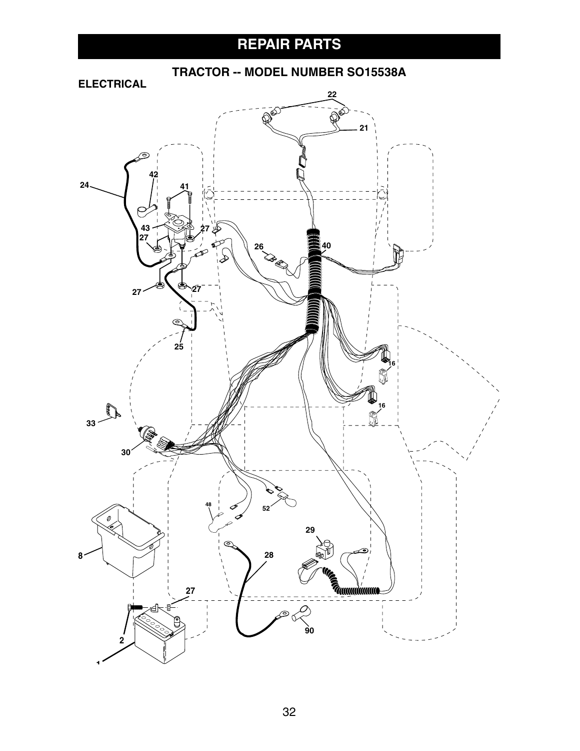# REPAIR PARTS

## TRACTOR -- MODEL NUMBER SO15538A

### ELECTRICAL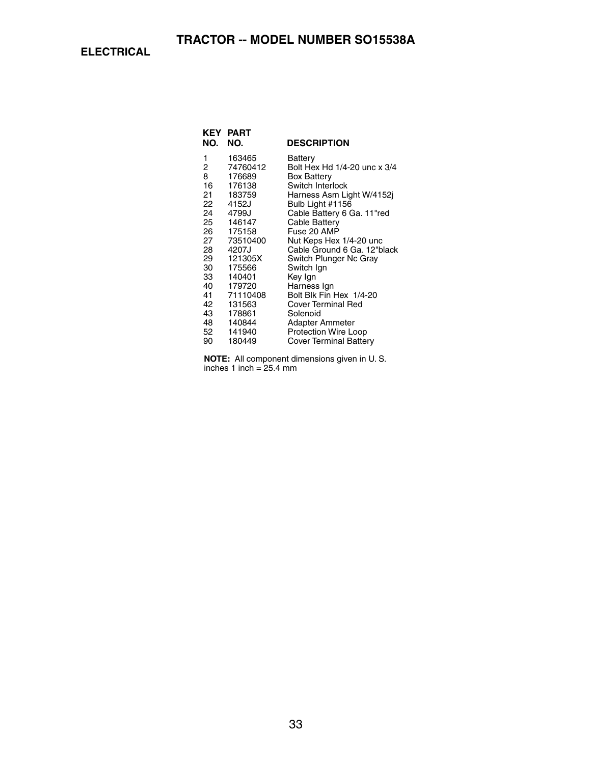# TRACTOR -- MODEL NUMBER SO15538A

## ELECTRICAL

| KEY NO. | PART NO. | DESCRIPTION |
|---|---|---|
| 1 | 163465 | Battery |
| 2 | 74760412 | Bolt Hex Hd 1/4-20 unc x 3/4 |
| 8 | 176689 | Box Battery |
| 16 | 176138 | Switch Interlock |
| 21 | 183759 | Harness Asm Light W/4152j |
| 22 | 4152J | Bulb Light #1156 |
| 24 | 4799J | Cable Battery 6 Ga. 11"red |
| 25 | 146147 | Cable Battery |
| 26 | 175158 | Fuse 20 AMP |
| 27 | 73510400 | Nut Keps Hex 1/4-20 unc |
| 28 | 4207J | Cable Ground 6 Ga. 12"black |
| 29 | 121305X | Switch Plunger Nc Gray |
| 30 | 175566 | Switch Ign |
| 33 | 140401 | Key Ign |
| 40 | 179720 | Harness Ign |
| 41 | 71110408 | Bolt Blk Fin Hex 1/4-20 |
| 42 | 131563 | Cover Terminal Red |
| 43 | 178861 | Solenoid |
| 48 | 140844 | Adapter Ammeter |
| 52 | 141940 | Protection Wire Loop |
| 90 | 180449 | Cover Terminal Battery |

**NOTE:** All component dimensions given in U. S. inches 1 inch = 25.4 mm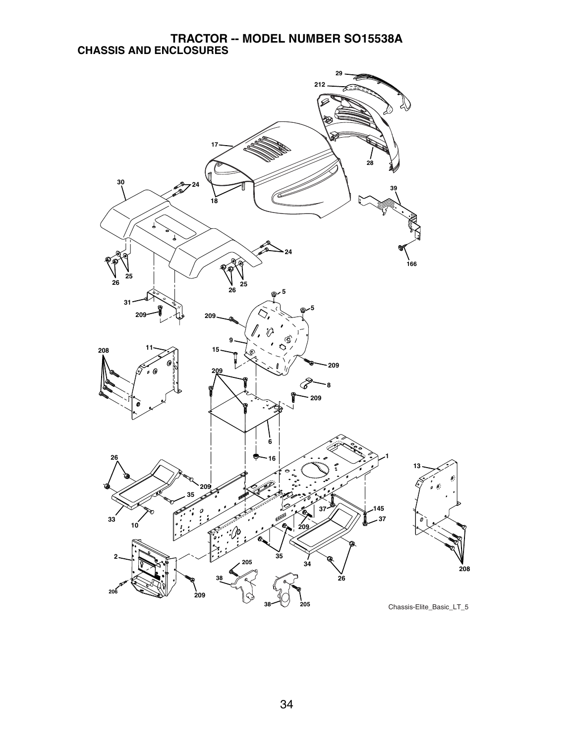# TRACTOR -- MODEL NUMBER SO15538A
## CHASSIS AND ENCLOSURES

Chassis-Elite_Basic_LT_5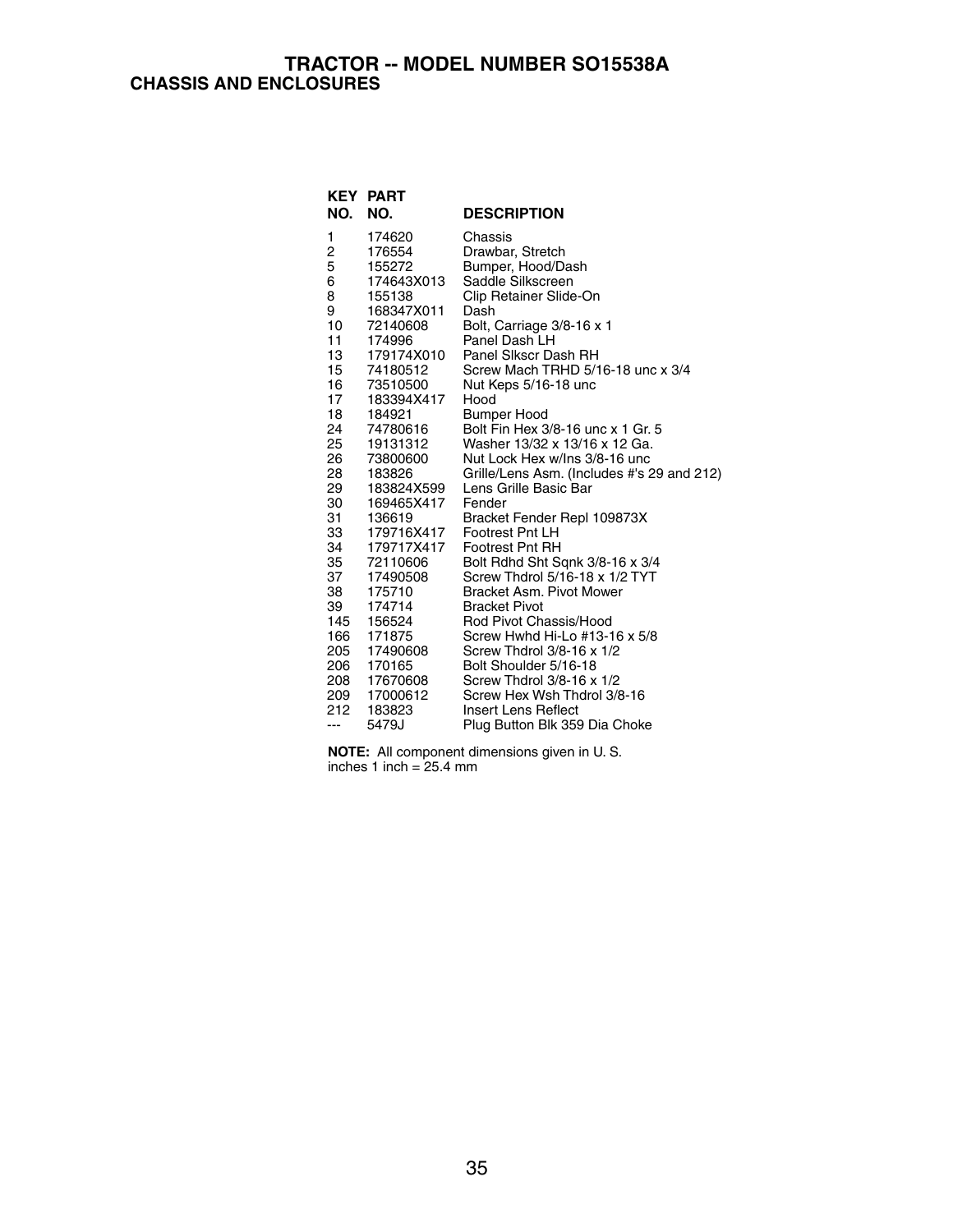# TRACTOR -- MODEL NUMBER SO15538A

## CHASSIS AND ENCLOSURES

| KEY NO. | PART NO. | DESCRIPTION |
|---|---|---|
| 1 | 174620 | Chassis |
| 2 | 176554 | Drawbar, Stretch |
| 5 | 155272 | Bumper, Hood/Dash |
| 6 | 174643X013 | Saddle Silkscreen |
| 8 | 155138 | Clip Retainer Slide-On |
| 9 | 168347X011 | Dash |
| 10 | 72140608 | Bolt, Carriage 3/8-16 x 1 |
| 11 | 174996 | Panel Dash LH |
| 13 | 179174X010 | Panel Slkscr Dash RH |
| 15 | 74180512 | Screw Mach TRHD 5/16-18 unc x 3/4 |
| 16 | 73510500 | Nut Keps 5/16-18 unc |
| 17 | 183394X417 | Hood |
| 18 | 184921 | Bumper Hood |
| 24 | 74780616 | Bolt Fin Hex 3/8-16 unc x 1 Gr. 5 |
| 25 | 19131312 | Washer 13/32 x 13/16 x 12 Ga. |
| 26 | 73800600 | Nut Lock Hex w/Ins 3/8-16 unc |
| 28 | 183826 | Grille/Lens Asm. (Includes #'s 29 and 212) |
| 29 | 183824X599 | Lens Grille Basic Bar |
| 30 | 169465X417 | Fender |
| 31 | 136619 | Bracket Fender Repl 109873X |
| 33 | 179716X417 | Footrest Pnt LH |
| 34 | 179717X417 | Footrest Pnt RH |
| 35 | 72110606 | Bolt Rdhd Sht Sqnk 3/8-16 x 3/4 |
| 37 | 17490508 | Screw Thdrol 5/16-18 x 1/2 TYT |
| 38 | 175710 | Bracket Asm. Pivot Mower |
| 39 | 174714 | Bracket Pivot |
| 145 | 156524 | Rod Pivot Chassis/Hood |
| 166 | 171875 | Screw Hwhd Hi-Lo #13-16 x 5/8 |
| 205 | 17490608 | Screw Thdrol 3/8-16 x 1/2 |
| 206 | 170165 | Bolt Shoulder 5/16-18 |
| 208 | 17670608 | Screw Thdrol 3/8-16 x 1/2 |
| 209 | 17000612 | Screw Hex Wsh Thdrol 3/8-16 |
| 212 | 183823 | Insert Lens Reflect |
| --- | 5479J | Plug Button Blk 359 Dia Choke |

**NOTE:** All component dimensions given in U. S. inches 1 inch = 25.4 mm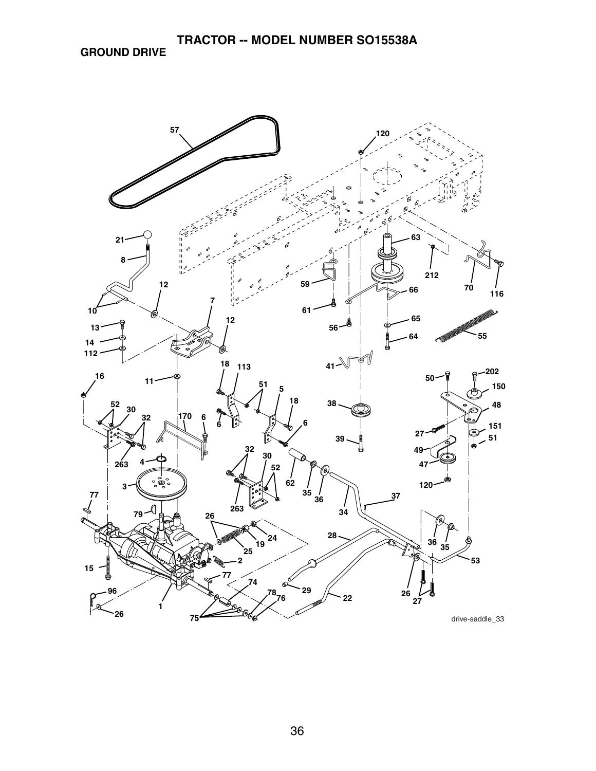# TRACTOR -- MODEL NUMBER SO15538A

## GROUND DRIVE

57 120 21 63 8 212 70 116 12 59 66 7 10 61 65 12 13 56 64 55 14 112 41 18 113 202 16 11 50 51 5 150 52 18 38 48 30 32 170 6 6 6 151 27 51 39 49 263 4 32 30 47 52 62 3 120 35 36 263 37 77 34 79 26 28 24 19 36 35 25 53 2 15 77 74 29 26 96 78 76 22 27 1 26 75

drive-saddle_33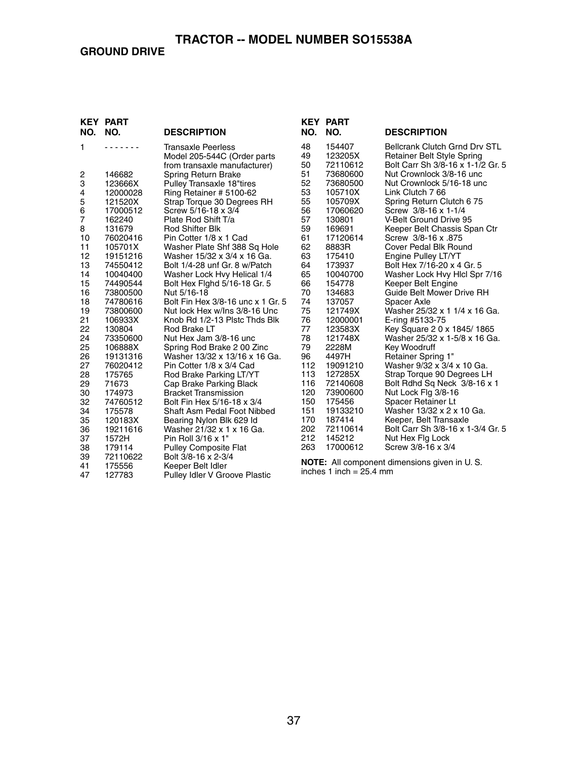# TRACTOR -- MODEL NUMBER SO15538A

## GROUND DRIVE

| KEY NO. | PART NO. | DESCRIPTION |
|---|---|---|
| 1 | - - - - - - - | Transaxle Peerless Model 205-544C (Order parts from transaxle manufacturer) |
| 2 | 146682 | Spring Return Brake |
| 3 | 123666X | Pulley Transaxle 18"tires |
| 4 | 12000028 | Ring Retainer # 5100-62 |
| 5 | 121520X | Strap Torque 30 Degrees RH |
| 6 | 17000512 | Screw 5/16-18 x 3/4 |
| 7 | 162240 | Plate Rod Shift T/a |
| 8 | 131679 | Rod Shifter Blk |
| 10 | 76020416 | Pin Cotter 1/8 x 1 Cad |
| 11 | 105701X | Washer Plate Shf 388 Sq Hole |
| 12 | 19151216 | Washer 15/32 x 3/4 x 16 Ga. |
| 13 | 74550412 | Bolt 1/4-28 unf Gr. 8 w/Patch |
| 14 | 10040400 | Washer Lock Hvy Helical 1/4 |
| 15 | 74490544 | Bolt Hex Flghd 5/16-18 Gr. 5 |
| 16 | 73800500 | Nut 5/16-18 |
| 18 | 74780616 | Bolt Fin Hex 3/8-16 unc x 1 Gr. 5 |
| 19 | 73800600 | Nut lock Hex w/Ins 3/8-16 Unc |
| 21 | 106933X | Knob Rd 1/2-13 Plstc Thds Blk |
| 22 | 130804 | Rod Brake LT |
| 24 | 73350600 | Nut Hex Jam 3/8-16 unc |
| 25 | 106888X | Spring Rod Brake 2 00 Zinc |
| 26 | 19131316 | Washer 13/32 x 13/16 x 16 Ga. |
| 27 | 76020412 | Pin Cotter 1/8 x 3/4 Cad |
| 28 | 175765 | Rod Brake Parking LT/YT |
| 29 | 71673 | Cap Brake Parking Black |
| 30 | 174973 | Bracket Transmission |
| 32 | 74760512 | Bolt Fin Hex 5/16-18 x 3/4 |
| 34 | 175578 | Shaft Asm Pedal Foot Nibbed |
| 35 | 120183X | Bearing Nylon Blk 629 Id |
| 36 | 19211616 | Washer 21/32 x 1 x 16 Ga. |
| 37 | 1572H | Pin Roll 3/16 x 1" |
| 38 | 179114 | Pulley Composite Flat |
| 39 | 72110622 | Bolt 3/8-16 x 2-3/4 |
| 41 | 175556 | Keeper Belt Idler |
| 47 | 127783 | Pulley Idler V Groove Plastic |
| 48 | 154407 | Bellcrank Clutch Grnd Drv STL |
| 49 | 123205X | Retainer Belt Style Spring |
| 50 | 72110612 | Bolt Carr Sh 3/8-16 x 1-1/2 Gr. 5 |
| 51 | 73680600 | Nut Crownlock 3/8-16 unc |
| 52 | 73680500 | Nut Crownlock 5/16-18 unc |
| 53 | 105710X | Link Clutch 7 66 |
| 55 | 105709X | Spring Return Clutch 6 75 |
| 56 | 17060620 | Screw 3/8-16 x 1-1/4 |
| 57 | 130801 | V-Belt Ground Drive 95 |
| 59 | 169691 | Keeper Belt Chassis Span Ctr |
| 61 | 17120614 | Screw 3/8-16 x .875 |
| 62 | 8883R | Cover Pedal Blk Round |
| 63 | 175410 | Engine Pulley LT/YT |
| 64 | 173937 | Bolt Hex 7/16-20 x 4 Gr. 5 |
| 65 | 10040700 | Washer Lock Hvy Hlcl Spr 7/16 |
| 66 | 154778 | Keeper Belt Engine |
| 70 | 134683 | Guide Belt Mower Drive RH |
| 74 | 137057 | Spacer Axle |
| 75 | 121749X | Washer 25/32 x 1 1/4 x 16 Ga. |
| 76 | 12000001 | E-ring #5133-75 |
| 77 | 123583X | Key Square 2 0 x 1845/ 1865 |
| 78 | 121748X | Washer 25/32 x 1-5/8 x 16 Ga. |
| 79 | 2228M | Key Woodruff |
| 96 | 4497H | Retainer Spring 1" |
| 112 | 19091210 | Washer 9/32 x 3/4 x 10 Ga. |
| 113 | 127285X | Strap Torque 90 Degrees LH |
| 116 | 72140608 | Bolt Rdhd Sq Neck 3/8-16 x 1 |
| 120 | 73900600 | Nut Lock Flg 3/8-16 |
| 150 | 175456 | Spacer Retainer Lt |
| 151 | 19133210 | Washer 13/32 x 2 x 10 Ga. |
| 170 | 187414 | Keeper, Belt Transaxle |
| 202 | 72110614 | Bolt Carr Sh 3/8-16 x 1-3/4 Gr. 5 |
| 212 | 145212 | Nut Hex Flg Lock |
| 263 | 17000612 | Screw 3/8-16 x 3/4 |

**NOTE:** All component dimensions given in U. S. inches 1 inch = 25.4 mm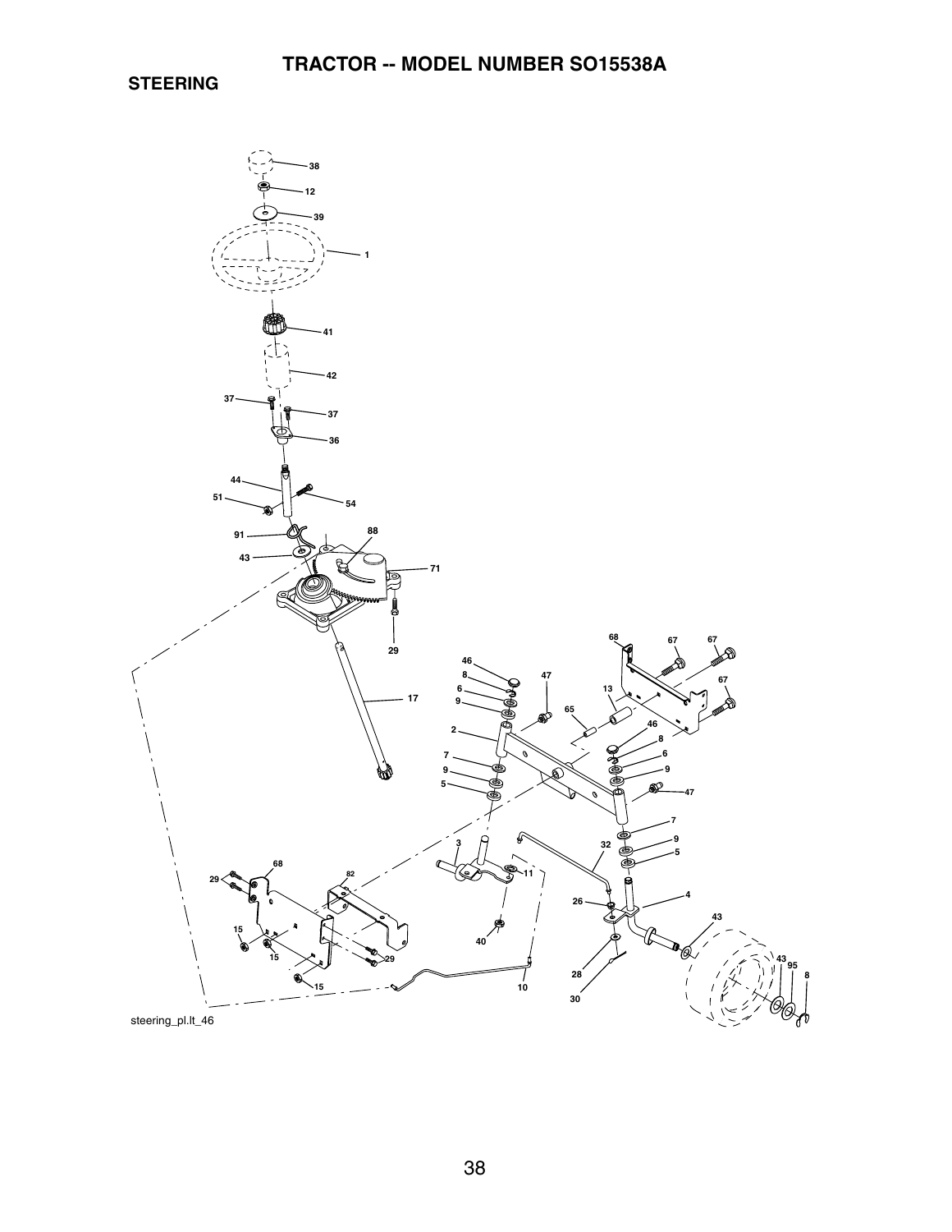# TRACTOR -- MODEL NUMBER SO15538A

## STEERING

steering_pl.lt_46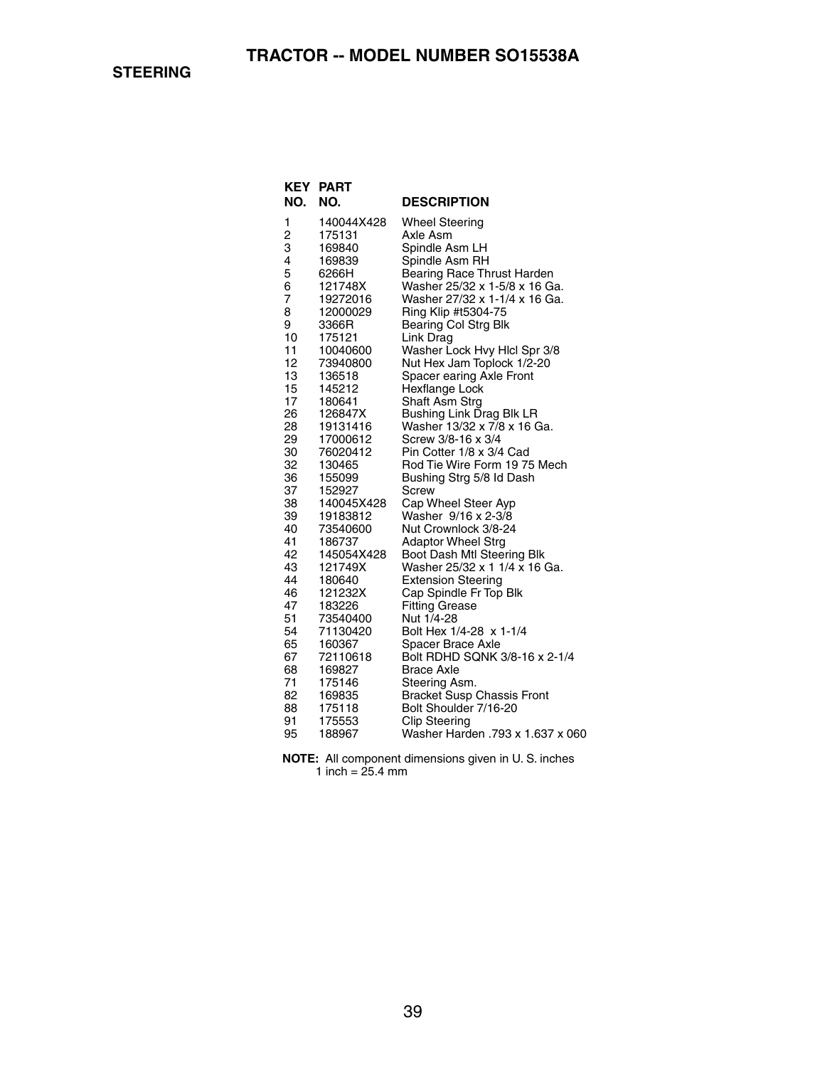# TRACTOR -- MODEL NUMBER SO15538A

## STEERING

| KEY NO. | PART NO. | DESCRIPTION |
|---|---|---|
| 1 | 140044X428 | Wheel Steering |
| 2 | 175131 | Axle Asm |
| 3 | 169840 | Spindle Asm LH |
| 4 | 169839 | Spindle Asm RH |
| 5 | 6266H | Bearing Race Thrust Harden |
| 6 | 121748X | Washer 25/32 x 1-5/8 x 16 Ga. |
| 7 | 19272016 | Washer 27/32 x 1-1/4 x 16 Ga. |
| 8 | 12000029 | Ring Klip #t5304-75 |
| 9 | 3366R | Bearing Col Strg Blk |
| 10 | 175121 | Link Drag |
| 11 | 10040600 | Washer Lock Hvy Hlcl Spr 3/8 |
| 12 | 73940800 | Nut Hex Jam Toplock 1/2-20 |
| 13 | 136518 | Spacer earing Axle Front |
| 15 | 145212 | Hexflange Lock |
| 17 | 180641 | Shaft Asm Strg |
| 26 | 126847X | Bushing Link Drag Blk LR |
| 28 | 19131416 | Washer 13/32 x 7/8 x 16 Ga. |
| 29 | 17000612 | Screw 3/8-16 x 3/4 |
| 30 | 76020412 | Pin Cotter 1/8 x 3/4 Cad |
| 32 | 130465 | Rod Tie Wire Form 19 75 Mech |
| 36 | 155099 | Bushing Strg 5/8 Id Dash |
| 37 | 152927 | Screw |
| 38 | 140045X428 | Cap Wheel Steer Ayp |
| 39 | 19183812 | Washer 9/16 x 2-3/8 |
| 40 | 73540600 | Nut Crownlock 3/8-24 |
| 41 | 186737 | Adaptor Wheel Strg |
| 42 | 145054X428 | Boot Dash Mtl Steering Blk |
| 43 | 121749X | Washer 25/32 x 1 1/4 x 16 Ga. |
| 44 | 180640 | Extension Steering |
| 46 | 121232X | Cap Spindle Fr Top Blk |
| 47 | 183226 | Fitting Grease |
| 51 | 73540400 | Nut 1/4-28 |
| 54 | 71130420 | Bolt Hex 1/4-28 x 1-1/4 |
| 65 | 160367 | Spacer Brace Axle |
| 67 | 72110618 | Bolt RDHD SQNK 3/8-16 x 2-1/4 |
| 68 | 169827 | Brace Axle |
| 71 | 175146 | Steering Asm. |
| 82 | 169835 | Bracket Susp Chassis Front |
| 88 | 175118 | Bolt Shoulder 7/16-20 |
| 91 | 175553 | Clip Steering |
| 95 | 188967 | Washer Harden .793 x 1.637 x 060 |

**NOTE:** All component dimensions given in U. S. inches
1 inch = 25.4 mm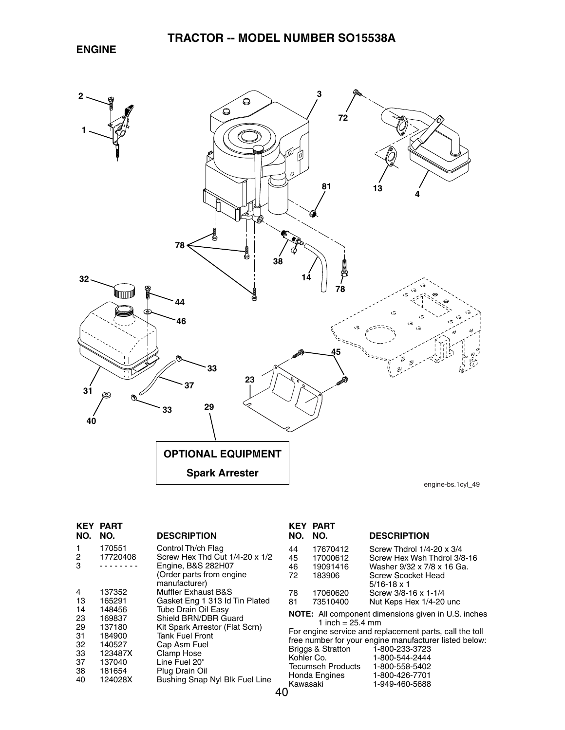# TRACTOR -- MODEL NUMBER SO15538A

## ENGINE

OPTIONAL EQUIPMENT

Spark Arrester

engine-bs.1cyl_49

| KEY NO. | PART NO. | DESCRIPTION |
|---|---|---|
| 1 | 170551 | Control Th/ch Flag |
| 2 | 17720408 | Screw Hex Thd Cut 1/4-20 x 1/2 |
| 3 | - - - - - - - - | Engine, B&S 282H07 (Order parts from engine manufacturer) |
| 4 | 137352 | Muffler Exhaust B&S |
| 13 | 165291 | Gasket Eng 1 313 Id Tin Plated |
| 14 | 148456 | Tube Drain Oil Easy |
| 23 | 169837 | Shield BRN/DBR Guard |
| 29 | 137180 | Kit Spark Arrestor (Flat Scrn) |
| 31 | 184900 | Tank Fuel Front |
| 32 | 140527 | Cap Asm Fuel |
| 33 | 123487X | Clamp Hose |
| 37 | 137040 | Line Fuel 20" |
| 38 | 181654 | Plug Drain Oil |
| 40 | 124028X | Bushing Snap Nyl Blk Fuel Line |
| 44 | 17670412 | Screw Thdrol 1/4-20 x 3/4 |
| 45 | 17000612 | Screw Hex Wsh Thdrol 3/8-16 |
| 46 | 19091416 | Washer 9/32 x 7/8 x 16 Ga. |
| 72 | 183906 | Screw Scocket Head 5/16-18 x 1 |
| 78 | 17060620 | Screw 3/8-16 x 1-1/4 |
| 81 | 73510400 | Nut Keps Hex 1/4-20 unc |

**NOTE:** All component dimensions given in U.S. inches
1 inch = 25.4 mm

For engine service and replacement parts, call the toll free number for your engine manufacturer listed below:

| | |
|---|---|
| Briggs & Stratton | 1-800-233-3723 |
| Kohler Co. | 1-800-544-2444 |
| Tecumseh Products | 1-800-558-5402 |
| Honda Engines | 1-800-426-7701 |
| Kawasaki | 1-949-460-5688 |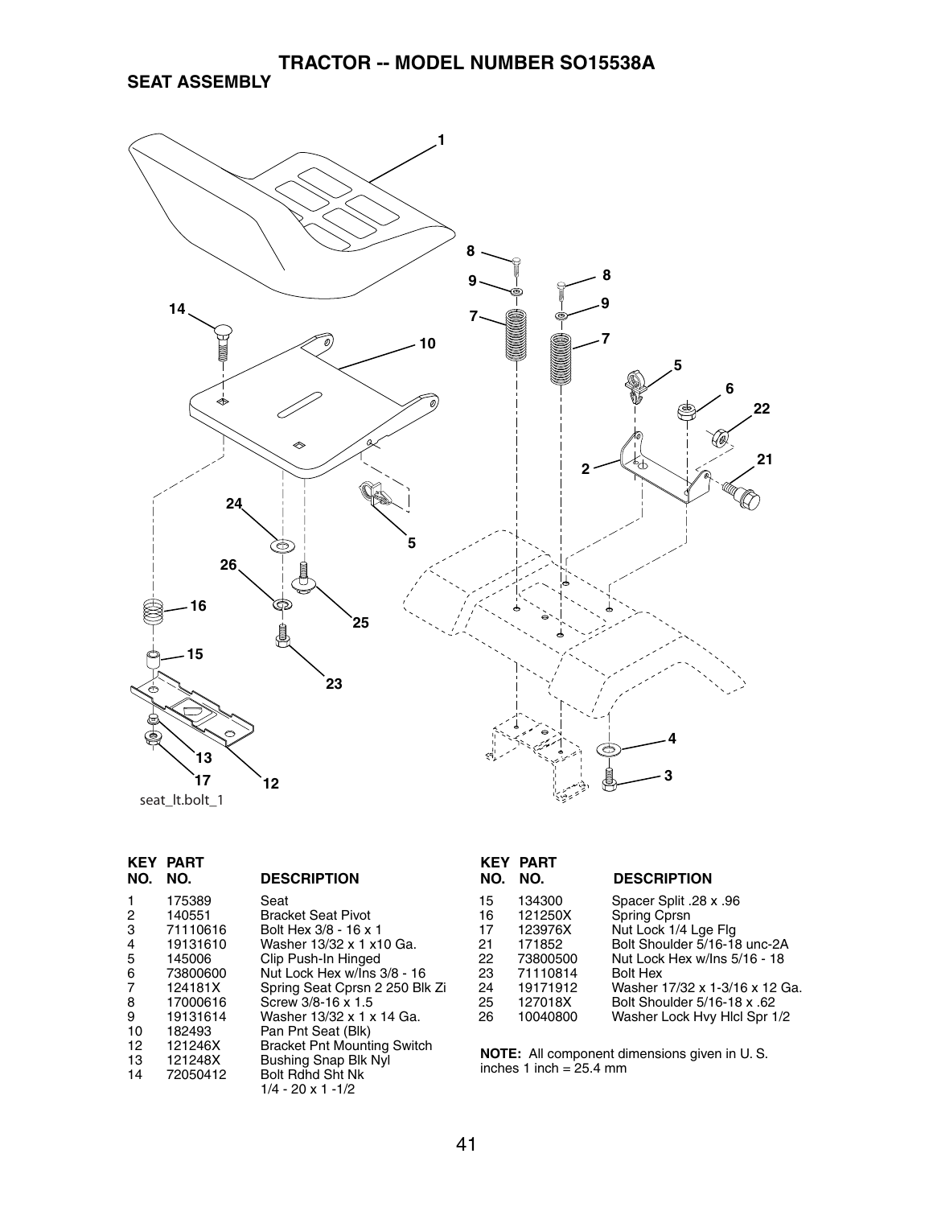# TRACTOR -- MODEL NUMBER SO15538A

## SEAT ASSEMBLY

seat_lt.bolt_1

| KEY NO. | PART NO. | DESCRIPTION |
|---|---|---|
| 1 | 175389 | Seat |
| 2 | 140551 | Bracket Seat Pivot |
| 3 | 71110616 | Bolt Hex 3/8 - 16 x 1 |
| 4 | 19131610 | Washer 13/32 x 1 x10 Ga. |
| 5 | 145006 | Clip Push-In Hinged |
| 6 | 73800600 | Nut Lock Hex w/Ins 3/8 - 16 |
| 7 | 124181X | Spring Seat Cprsn 2 250 Blk Zi |
| 8 | 17000616 | Screw 3/8-16 x 1.5 |
| 9 | 19131614 | Washer 13/32 x 1 x 14 Ga. |
| 10 | 182493 | Pan Pnt Seat (Blk) |
| 12 | 121246X | Bracket Pnt Mounting Switch |
| 13 | 121248X | Bushing Snap Blk Nyl |
| 14 | 72050412 | Bolt Rdhd Sht Nk 1/4 - 20 x 1 -1/2 |
| 15 | 134300 | Spacer Split .28 x .96 |
| 16 | 121250X | Spring Cprsn |
| 17 | 123976X | Nut Lock 1/4 Lge Flg |
| 21 | 171852 | Bolt Shoulder 5/16-18 unc-2A |
| 22 | 73800500 | Nut Lock Hex w/Ins 5/16 - 18 |
| 23 | 71110814 | Bolt Hex |
| 24 | 19171912 | Washer 17/32 x 1-3/16 x 12 Ga. |
| 25 | 127018X | Bolt Shoulder 5/16-18 x .62 |
| 26 | 10040800 | Washer Lock Hvy Hlcl Spr 1/2 |

**NOTE:** All component dimensions given in U. S. inches 1 inch = 25.4 mm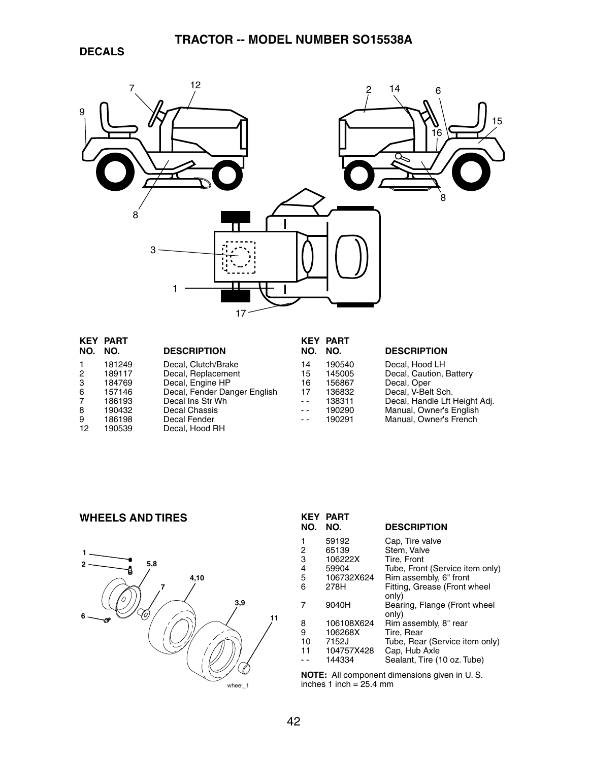# TRACTOR -- MODEL NUMBER SO15538A

## DECALS

| KEY NO. | PART NO. | DESCRIPTION |
|---|---|---|
| 1 | 181249 | Decal, Clutch/Brake |
| 2 | 189117 | Decal, Replacement |
| 3 | 184769 | Decal, Engine HP |
| 6 | 157146 | Decal, Fender Danger English |
| 7 | 186193 | Decal Ins Str Wh |
| 8 | 190432 | Decal Chassis |
| 9 | 186198 | Decal Fender |
| 12 | 190539 | Decal, Hood RH |
| 14 | 190540 | Decal, Hood LH |
| 15 | 145005 | Decal, Caution, Battery |
| 16 | 156867 | Decal, Oper |
| 17 | 136832 | Decal, V-Belt Sch. |
| - - | 138311 | Decal, Handle Lft Height Adj. |
| - - | 190290 | Manual, Owner's English |
| - - | 190291 | Manual, Owner's French |

## WHEELS AND TIRES

| KEY NO. | PART NO. | DESCRIPTION |
|---|---|---|
| 1 | 59192 | Cap, Tire valve |
| 2 | 65139 | Stem, Valve |
| 3 | 106222X | Tire, Front |
| 4 | 59904 | Tube, Front (Service item only) |
| 5 | 106732X624 | Rim assembly, 6" front |
| 6 | 278H | Fitting, Grease (Front wheel only) |
| 7 | 9040H | Bearing, Flange (Front wheel only) |
| 8 | 106108X624 | Rim assembly, 8" rear |
| 9 | 106268X | Tire, Rear |
| 10 | 7152J | Tube, Rear (Service item only) |
| 11 | 104757X428 | Cap, Hub Axle |
| - - | 144334 | Sealant, Tire (10 oz. Tube) |

**NOTE:** All component dimensions given in U. S. inches 1 inch = 25.4 mm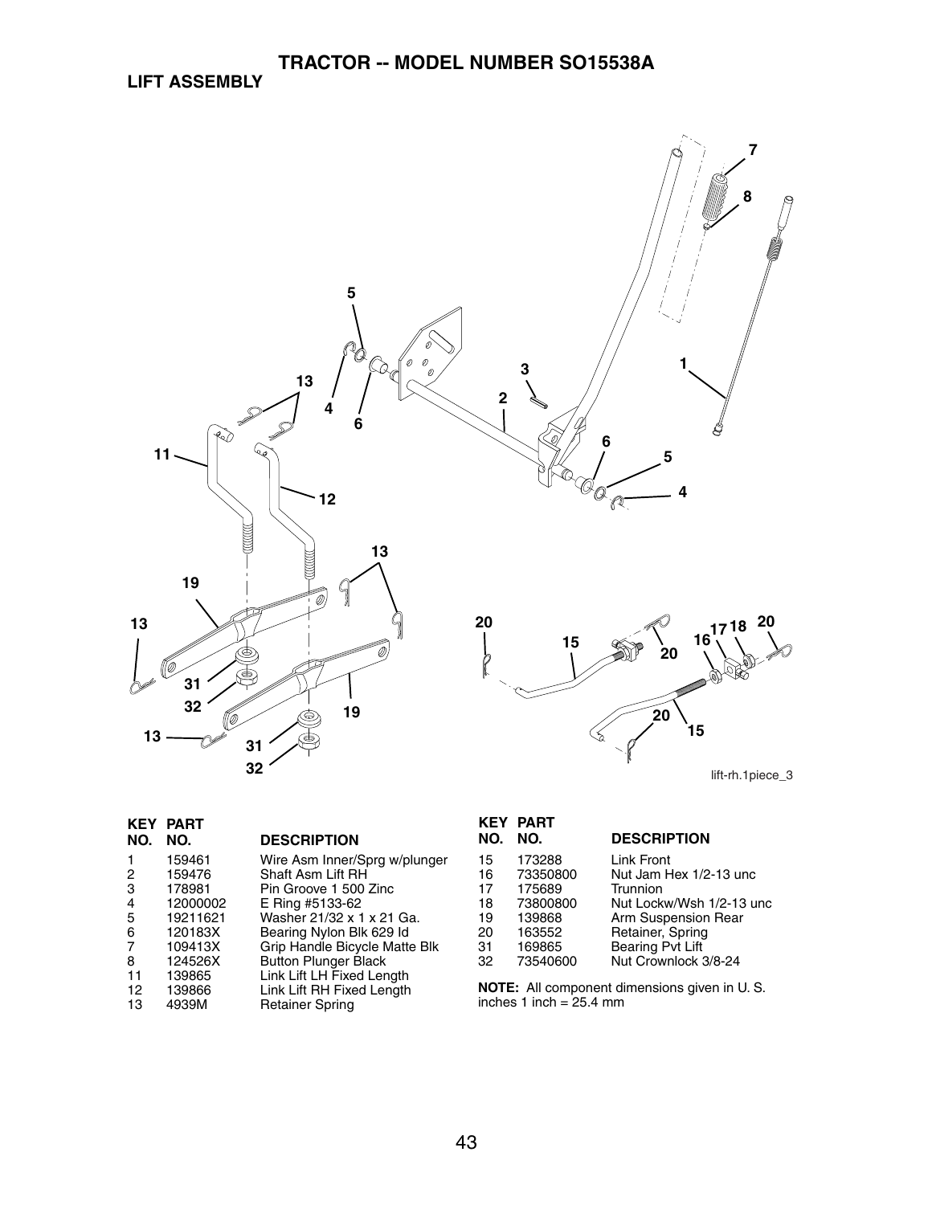# TRACTOR -- MODEL NUMBER SO15538A

## LIFT ASSEMBLY

lift-rh.1piece_3

| KEY NO. | PART NO. | DESCRIPTION |
|---|---|---|
| 1 | 159461 | Wire Asm Inner/Sprg w/plunger |
| 2 | 159476 | Shaft Asm Lift RH |
| 3 | 178981 | Pin Groove 1 500 Zinc |
| 4 | 12000002 | E Ring #5133-62 |
| 5 | 19211621 | Washer 21/32 x 1 x 21 Ga. |
| 6 | 120183X | Bearing Nylon Blk 629 Id |
| 7 | 109413X | Grip Handle Bicycle Matte Blk |
| 8 | 124526X | Button Plunger Black |
| 11 | 139865 | Link Lift LH Fixed Length |
| 12 | 139866 | Link Lift RH Fixed Length |
| 13 | 4939M | Retainer Spring |
| 15 | 173288 | Link Front |
| 16 | 73350800 | Nut Jam Hex 1/2-13 unc |
| 17 | 175689 | Trunnion |
| 18 | 73800800 | Nut Lockw/Wsh 1/2-13 unc |
| 19 | 139868 | Arm Suspension Rear |
| 20 | 163552 | Retainer, Spring |
| 31 | 169865 | Bearing Pvt Lift |
| 32 | 73540600 | Nut Crownlock 3/8-24 |

**NOTE:** All component dimensions given in U. S. inches 1 inch = 25.4 mm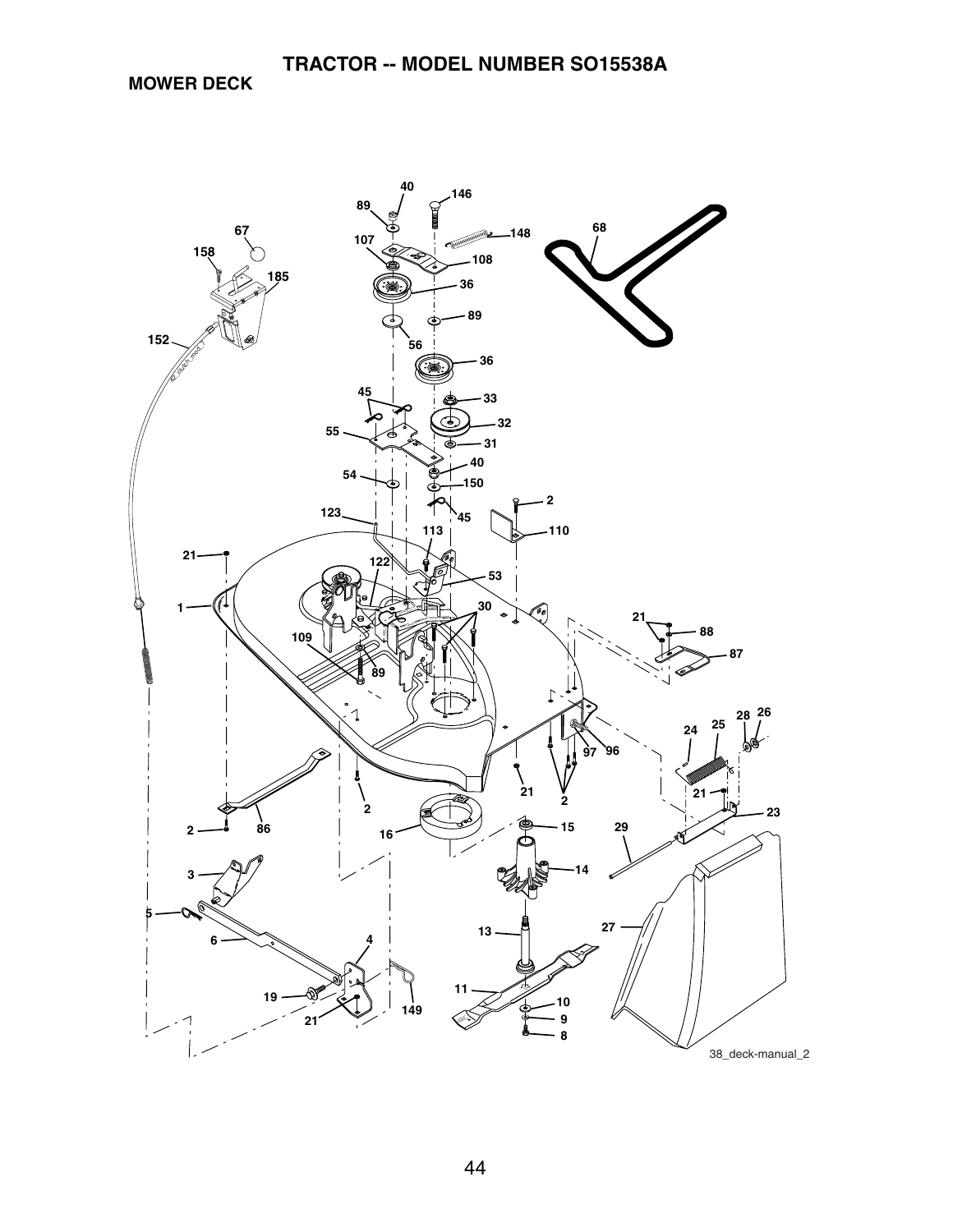# TRACTOR -- MODEL NUMBER SO15538A

## MOWER DECK

40 146 89 67 148 68 158 107 108 185 36 89 152 56 36 45 33 32 55 31 40 54 150 2 123 45 113 110 21 122 53 30 1 21 88 109 87 89 28 26 24 25 97 96 2 21 21 2 23 2 86 16 15 29 3 14 5 6 27 13 4 11 10 19 21 149 9 8

38_deck-manual_2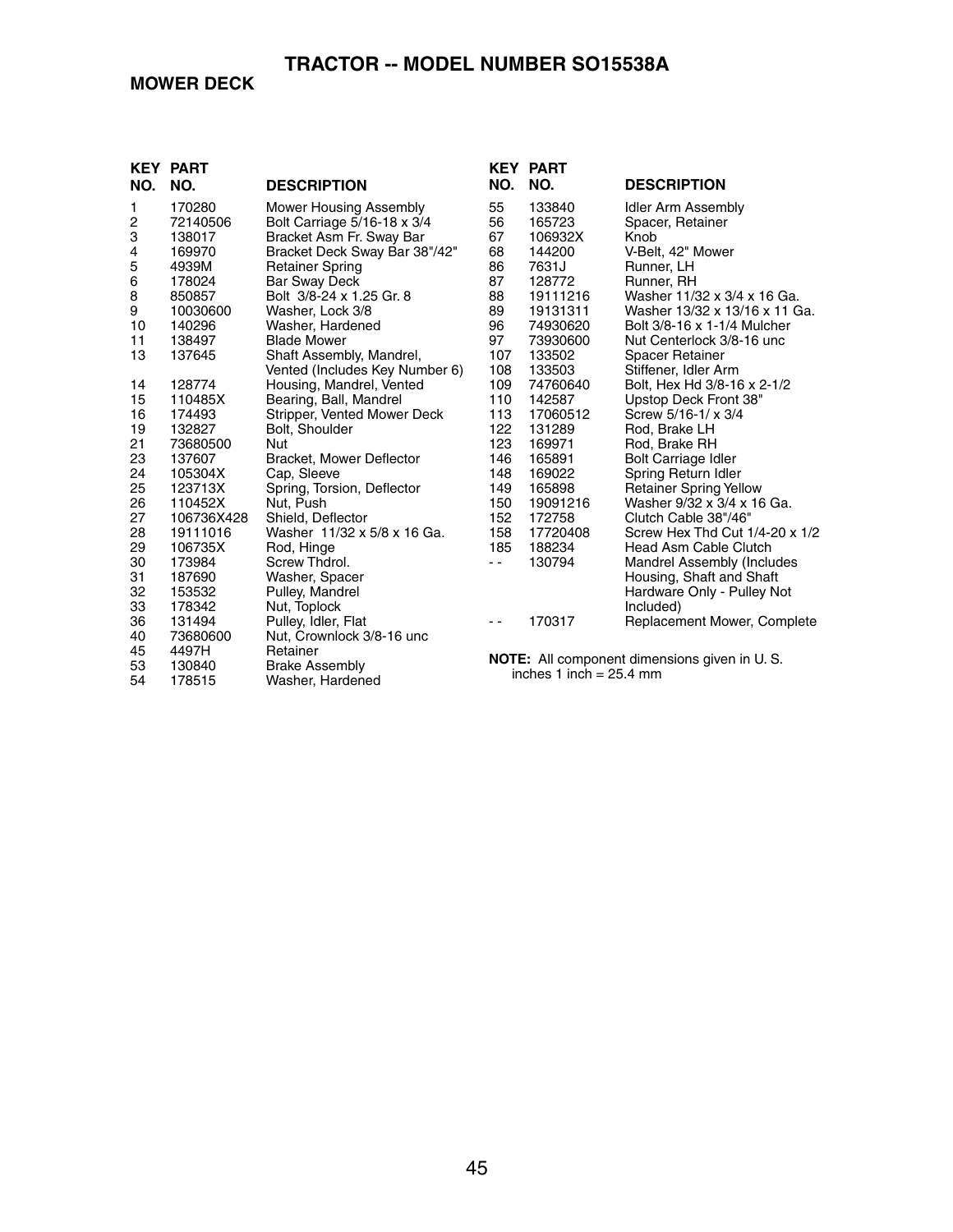# TRACTOR -- MODEL NUMBER SO15538A

## MOWER DECK

| KEY NO. | PART NO. | DESCRIPTION |
|---|---|---|
| 1 | 170280 | Mower Housing Assembly |
| 2 | 72140506 | Bolt Carriage 5/16-18 x 3/4 |
| 3 | 138017 | Bracket Asm Fr. Sway Bar |
| 4 | 169970 | Bracket Deck Sway Bar 38"/42" |
| 5 | 4939M | Retainer Spring |
| 6 | 178024 | Bar Sway Deck |
| 8 | 850857 | Bolt 3/8-24 x 1.25 Gr. 8 |
| 9 | 10030600 | Washer, Lock 3/8 |
| 10 | 140296 | Washer, Hardened |
| 11 | 138497 | Blade Mower |
| 13 | 137645 | Shaft Assembly, Mandrel, Vented (Includes Key Number 6) |
| 14 | 128774 | Housing, Mandrel, Vented |
| 15 | 110485X | Bearing, Ball, Mandrel |
| 16 | 174493 | Stripper, Vented Mower Deck |
| 19 | 132827 | Bolt, Shoulder |
| 21 | 73680500 | Nut |
| 23 | 137607 | Bracket, Mower Deflector |
| 24 | 105304X | Cap, Sleeve |
| 25 | 123713X | Spring, Torsion, Deflector |
| 26 | 110452X | Nut, Push |
| 27 | 106736X428 | Shield, Deflector |
| 28 | 19111016 | Washer 11/32 x 5/8 x 16 Ga. |
| 29 | 106735X | Rod, Hinge |
| 30 | 173984 | Screw Thdrol. |
| 31 | 187690 | Washer, Spacer |
| 32 | 153532 | Pulley, Mandrel |
| 33 | 178342 | Nut, Toplock |
| 36 | 131494 | Pulley, Idler, Flat |
| 40 | 73680600 | Nut, Crownlock 3/8-16 unc |
| 45 | 4497H | Retainer |
| 53 | 130840 | Brake Assembly |
| 54 | 178515 | Washer, Hardened |
| 55 | 133840 | Idler Arm Assembly |
| 56 | 165723 | Spacer, Retainer |
| 67 | 106932X | Knob |
| 68 | 144200 | V-Belt, 42" Mower |
| 86 | 7631J | Runner, LH |
| 87 | 128772 | Runner, RH |
| 88 | 19111216 | Washer 11/32 x 3/4 x 16 Ga. |
| 89 | 19131311 | Washer 13/32 x 13/16 x 11 Ga. |
| 96 | 74930620 | Bolt 3/8-16 x 1-1/4 Mulcher |
| 97 | 73930600 | Nut Centerlock 3/8-16 unc |
| 107 | 133502 | Spacer Retainer |
| 108 | 133503 | Stiffener, Idler Arm |
| 109 | 74760640 | Bolt, Hex Hd 3/8-16 x 2-1/2 |
| 110 | 142587 | Upstop Deck Front 38" |
| 113 | 17060512 | Screw 5/16-1/ x 3/4 |
| 122 | 131289 | Rod, Brake LH |
| 123 | 169971 | Rod, Brake RH |
| 146 | 165891 | Bolt Carriage Idler |
| 148 | 169022 | Spring Return Idler |
| 149 | 165898 | Retainer Spring Yellow |
| 150 | 19091216 | Washer 9/32 x 3/4 x 16 Ga. |
| 152 | 172758 | Clutch Cable 38"/46" |
| 158 | 17720408 | Screw Hex Thd Cut 1/4-20 x 1/2 |
| 185 | 188234 | Head Asm Cable Clutch |
| - - | 130794 | Mandrel Assembly (Includes Housing, Shaft and Shaft Hardware Only - Pulley Not Included) |
| - - | 170317 | Replacement Mower, Complete |

**NOTE:** All component dimensions given in U. S. inches 1 inch = 25.4 mm